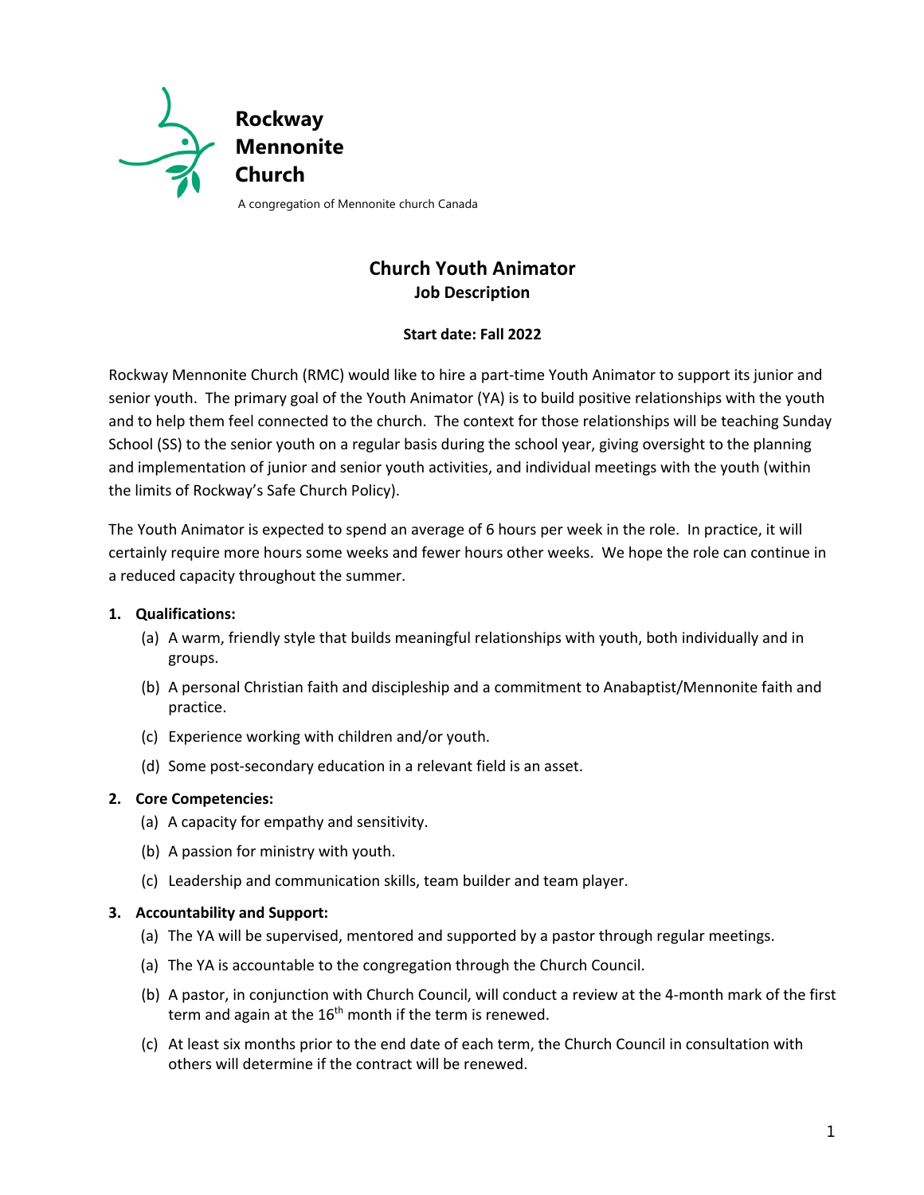**Rockway Mennonite Church**

A congregation of Mennonite church Canada

# Church Youth Animator

## Job Description

**Start date: Fall 2022**

Rockway Mennonite Church (RMC) would like to hire a part-time Youth Animator to support its junior and senior youth. The primary goal of the Youth Animator (YA) is to build positive relationships with the youth and to help them feel connected to the church. The context for those relationships will be teaching Sunday School (SS) to the senior youth on a regular basis during the school year, giving oversight to the planning and implementation of junior and senior youth activities, and individual meetings with the youth (within the limits of Rockway's Safe Church Policy).

The Youth Animator is expected to spend an average of 6 hours per week in the role. In practice, it will certainly require more hours some weeks and fewer hours other weeks. We hope the role can continue in a reduced capacity throughout the summer.

1. **Qualifications:**
   - (a) A warm, friendly style that builds meaningful relationships with youth, both individually and in groups.
   - (b) A personal Christian faith and discipleship and a commitment to Anabaptist/Mennonite faith and practice.
   - (c) Experience working with children and/or youth.
   - (d) Some post-secondary education in a relevant field is an asset.

2. **Core Competencies:**
   - (a) A capacity for empathy and sensitivity.
   - (b) A passion for ministry with youth.
   - (c) Leadership and communication skills, team builder and team player.

3. **Accountability and Support:**
   - (a) The YA will be supervised, mentored and supported by a pastor through regular meetings.
   - (a) The YA is accountable to the congregation through the Church Council.
   - (b) A pastor, in conjunction with Church Council, will conduct a review at the 4-month mark of the first term and again at the 16th month if the term is renewed.
   - (c) At least six months prior to the end date of each term, the Church Council in consultation with others will determine if the contract will be renewed.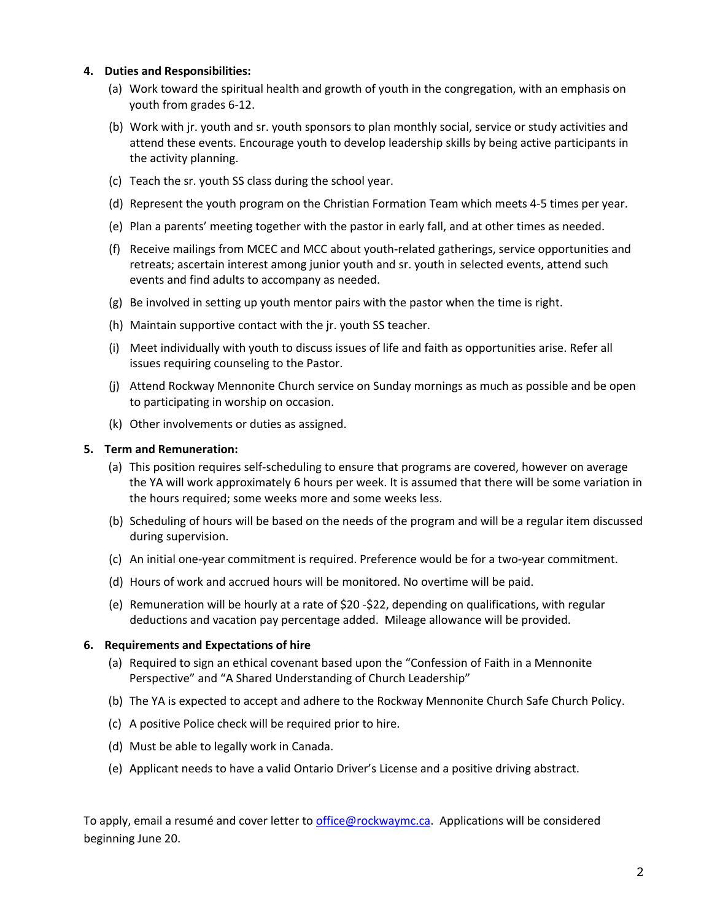**4. Duties and Responsibilities:**

(a) Work toward the spiritual health and growth of youth in the congregation, with an emphasis on youth from grades 6-12.

(b) Work with jr. youth and sr. youth sponsors to plan monthly social, service or study activities and attend these events. Encourage youth to develop leadership skills by being active participants in the activity planning.

(c) Teach the sr. youth SS class during the school year.

(d) Represent the youth program on the Christian Formation Team which meets 4-5 times per year.

(e) Plan a parents' meeting together with the pastor in early fall, and at other times as needed.

(f) Receive mailings from MCEC and MCC about youth-related gatherings, service opportunities and retreats; ascertain interest among junior youth and sr. youth in selected events, attend such events and find adults to accompany as needed.

(g) Be involved in setting up youth mentor pairs with the pastor when the time is right.

(h) Maintain supportive contact with the jr. youth SS teacher.

(i) Meet individually with youth to discuss issues of life and faith as opportunities arise. Refer all issues requiring counseling to the Pastor.

(j) Attend Rockway Mennonite Church service on Sunday mornings as much as possible and be open to participating in worship on occasion.

(k) Other involvements or duties as assigned.

**5. Term and Remuneration:**

(a) This position requires self-scheduling to ensure that programs are covered, however on average the YA will work approximately 6 hours per week. It is assumed that there will be some variation in the hours required; some weeks more and some weeks less.

(b) Scheduling of hours will be based on the needs of the program and will be a regular item discussed during supervision.

(c) An initial one-year commitment is required. Preference would be for a two-year commitment.

(d) Hours of work and accrued hours will be monitored. No overtime will be paid.

(e) Remuneration will be hourly at a rate of $20 -$22, depending on qualifications, with regular deductions and vacation pay percentage added. Mileage allowance will be provided.

**6. Requirements and Expectations of hire**

(a) Required to sign an ethical covenant based upon the "Confession of Faith in a Mennonite Perspective" and "A Shared Understanding of Church Leadership"

(b) The YA is expected to accept and adhere to the Rockway Mennonite Church Safe Church Policy.

(c) A positive Police check will be required prior to hire.

(d) Must be able to legally work in Canada.

(e) Applicant needs to have a valid Ontario Driver's License and a positive driving abstract.

To apply, email a resumé and cover letter to office@rockwaymc.ca. Applications will be considered beginning June 20.